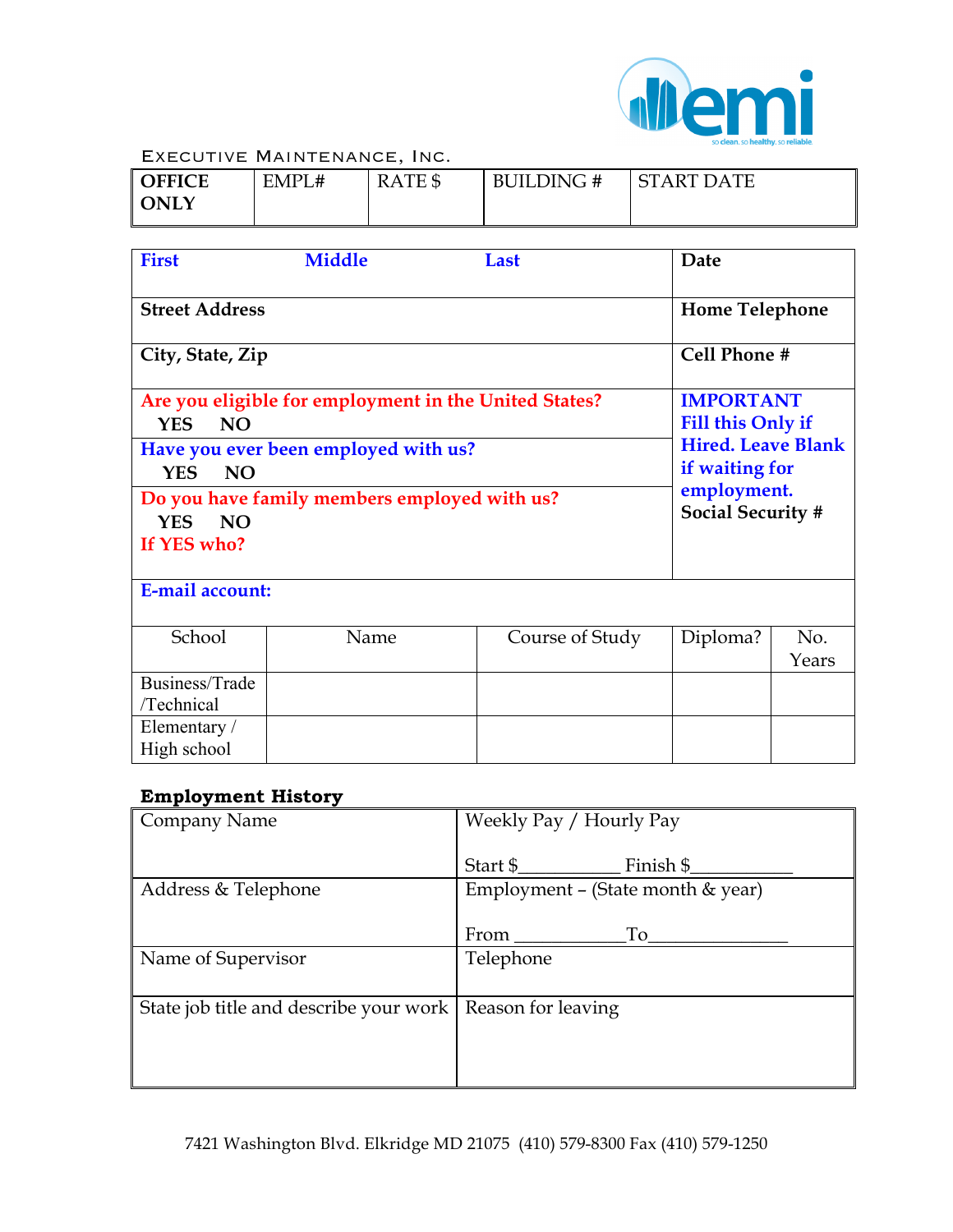Executive Maintenance, Inc.

| OFFICE ONLY | EMPL# | RATE $ | BUILDING # | START DATE |
|---|---|---|---|---|
| | | | | |

| | |
|---|---|
| **First** **Middle** **Last** | **Date** |
| **Street Address** | **Home Telephone** |
| **City, State, Zip** | **Cell Phone #** |
| **Are you eligible for employment in the United States?** YES NO | **IMPORTANT Fill this Only if Hired. Leave Blank if waiting for employment.** **Social Security #** |
| **Have you ever been employed with us?** YES NO | |
| **Do you have family members employed with us?** YES NO **If YES who?** | |
| **E-mail account:** | |

| School | Name | Course of Study | Diploma? | No. Years |
|---|---|---|---|---|
| Business/Trade /Technical | | | | |
| Elementary / High school | | | | |

**Employment History**

| | |
|---|---|
| Company Name | Weekly Pay / Hourly Pay<br>Start $__________ Finish $__________ |
| Address & Telephone | Employment – (State month & year)<br>From ___________To______________ |
| Name of Supervisor | Telephone |
| State job title and describe your work | Reason for leaving |

7421 Washington Blvd. Elkridge MD 21075 (410) 579-8300 Fax (410) 579-1250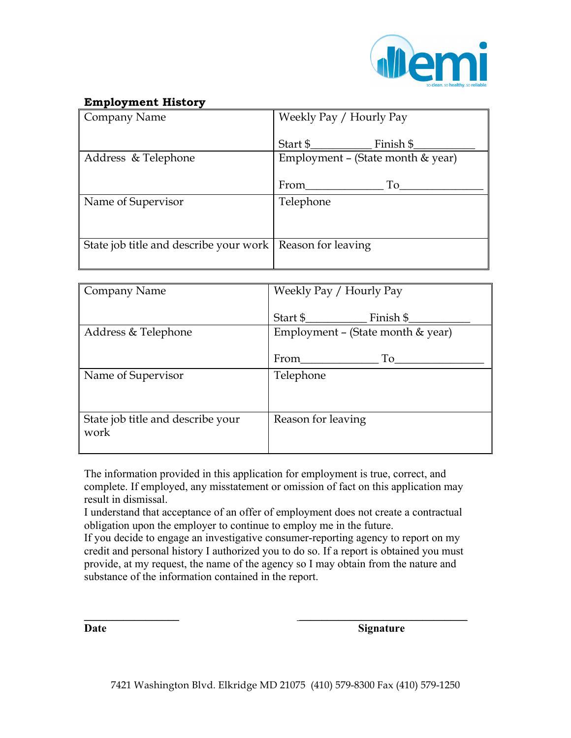**Employment History**

| | |
|---|---|
| Company Name | Weekly Pay / Hourly Pay<br><br>Start $__________ Finish $__________ |
| Address & Telephone | Employment – (State month & year)<br><br>From____________ To_____________ |
| Name of Supervisor | Telephone |
| State job title and describe your work | Reason for leaving |

| | |
|---|---|
| Company Name | Weekly Pay / Hourly Pay<br><br>Start $__________ Finish $__________ |
| Address & Telephone | Employment – (State month & year)<br><br>From____________ To_____________ |
| Name of Supervisor | Telephone |
| State job title and describe your work | Reason for leaving |

The information provided in this application for employment is true, correct, and complete. If employed, any misstatement or omission of fact on this application may result in dismissal.

I understand that acceptance of an offer of employment does not create a contractual obligation upon the employer to continue to employ me in the future.

If you decide to engage an investigative consumer-reporting agency to report on my credit and personal history I authorized you to do so. If a report is obtained you must provide, at my request, the name of the agency so I may obtain from the nature and substance of the information contained in the report.

_________________ _______________________________

**Date** **Signature**

7421 Washington Blvd. Elkridge MD 21075 (410) 579-8300 Fax (410) 579-1250